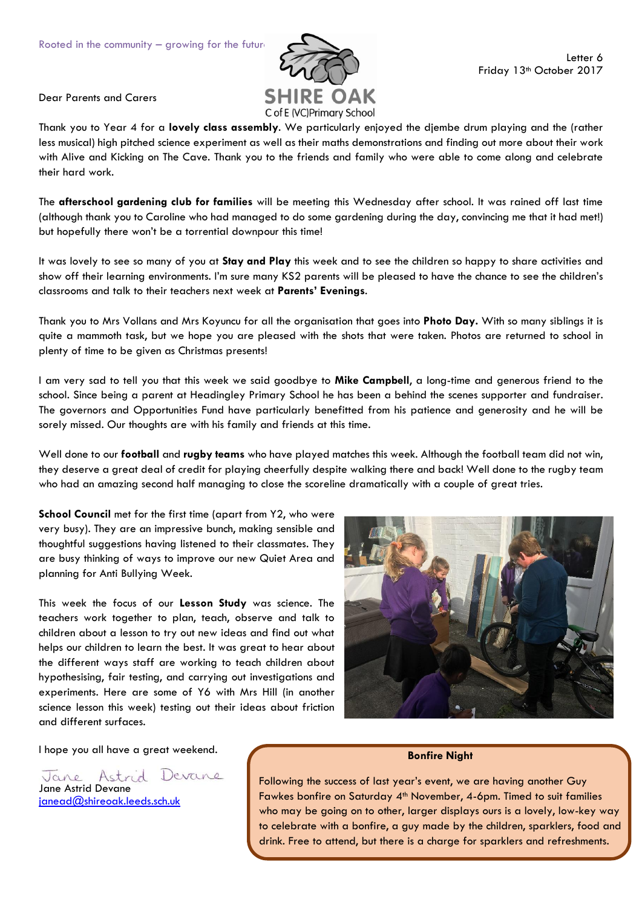Rooted in the community – growing for the future

SHIRE OAK
C of E (VC) Primary School

Letter 6
Friday 13th October 2017

Dear Parents and Carers

Thank you to Year 4 for a **lovely class assembly**. We particularly enjoyed the djembe drum playing and the (rather less musical) high pitched science experiment as well as their maths demonstrations and finding out more about their work with Alive and Kicking on The Cave. Thank you to the friends and family who were able to come along and celebrate their hard work.

The **afterschool gardening club for families** will be meeting this Wednesday after school. It was rained off last time (although thank you to Caroline who had managed to do some gardening during the day, convincing me that it had met!) but hopefully there won't be a torrential downpour this time!

It was lovely to see so many of you at **Stay and Play** this week and to see the children so happy to share activities and show off their learning environments. I'm sure many KS2 parents will be pleased to have the chance to see the children's classrooms and talk to their teachers next week at **Parents' Evenings**.

Thank you to Mrs Vollans and Mrs Koyuncu for all the organisation that goes into **Photo Day.** With so many siblings it is quite a mammoth task, but we hope you are pleased with the shots that were taken. Photos are returned to school in plenty of time to be given as Christmas presents!

I am very sad to tell you that this week we said goodbye to **Mike Campbell**, a long-time and generous friend to the school. Since being a parent at Headingley Primary School he has been a behind the scenes supporter and fundraiser. The governors and Opportunities Fund have particularly benefitted from his patience and generosity and he will be sorely missed. Our thoughts are with his family and friends at this time.

Well done to our **football** and **rugby teams** who have played matches this week. Although the football team did not win, they deserve a great deal of credit for playing cheerfully despite walking there and back! Well done to the rugby team who had an amazing second half managing to close the scoreline dramatically with a couple of great tries.

**School Council** met for the first time (apart from Y2, who were very busy). They are an impressive bunch, making sensible and thoughtful suggestions having listened to their classmates. They are busy thinking of ways to improve our new Quiet Area and planning for Anti Bullying Week.

This week the focus of our **Lesson Study** was science. The teachers work together to plan, teach, observe and talk to children about a lesson to try out new ideas and find out what helps our children to learn the best. It was great to hear about the different ways staff are working to teach children about hypothesising, fair testing, and carrying out investigations and experiments. Here are some of Y6 with Mrs Hill (in another science lesson this week) testing out their ideas about friction and different surfaces.

I hope you all have a great weekend.

Jane Astrid Devane
Jane Astrid Devane
janead@shireoak.leeds.sch.uk

**Bonfire Night**

Following the success of last year's event, we are having another Guy Fawkes bonfire on Saturday 4th November, 4-6pm. Timed to suit families who may be going on to other, larger displays ours is a lovely, low-key way to celebrate with a bonfire, a guy made by the children, sparklers, food and drink. Free to attend, but there is a charge for sparklers and refreshments.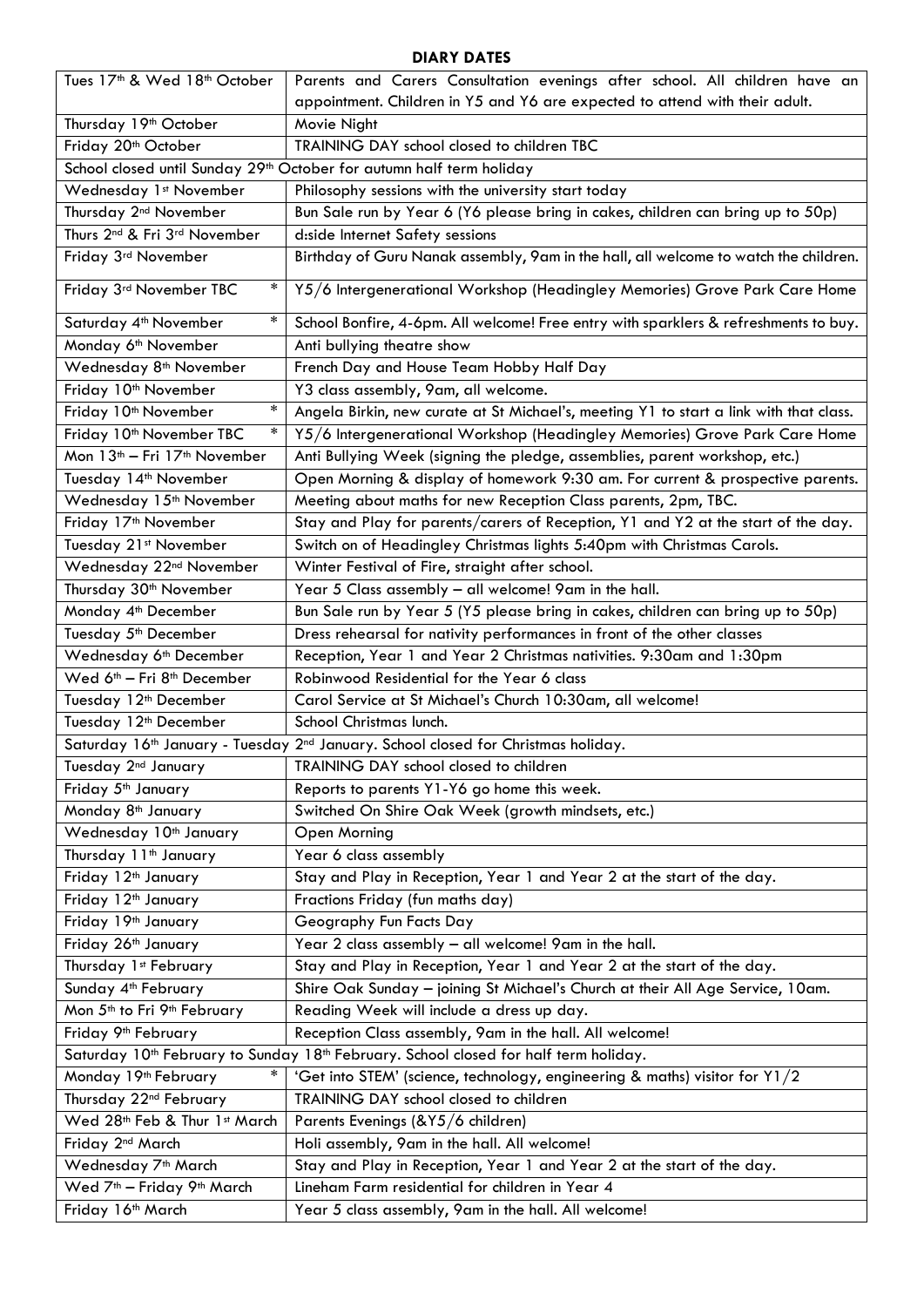**DIARY DATES**

| | |
|---|---|
| Tues 17th & Wed 18th October | Parents and Carers Consultation evenings after school. All children have an appointment. Children in Y5 and Y6 are expected to attend with their adult. |
| Thursday 19th October | Movie Night |
| Friday 20th October | TRAINING DAY school closed to children TBC |
| School closed until Sunday 29th October for autumn half term holiday | |
| Wednesday 1st November | Philosophy sessions with the university start today |
| Thursday 2nd November | Bun Sale run by Year 6 (Y6 please bring in cakes, children can bring up to 50p) |
| Thurs 2nd & Fri 3rd November | d:side Internet Safety sessions |
| Friday 3rd November | Birthday of Guru Nanak assembly, 9am in the hall, all welcome to watch the children. |
| Friday 3rd November TBC * | Y5/6 Intergenerational Workshop (Headingley Memories) Grove Park Care Home |
| Saturday 4th November * | School Bonfire, 4-6pm. All welcome! Free entry with sparklers & refreshments to buy. |
| Monday 6th November | Anti bullying theatre show |
| Wednesday 8th November | French Day and House Team Hobby Half Day |
| Friday 10th November | Y3 class assembly, 9am, all welcome. |
| Friday 10th November * | Angela Birkin, new curate at St Michael's, meeting Y1 to start a link with that class. |
| Friday 10th November TBC * | Y5/6 Intergenerational Workshop (Headingley Memories) Grove Park Care Home |
| Mon 13th – Fri 17th November | Anti Bullying Week (signing the pledge, assemblies, parent workshop, etc.) |
| Tuesday 14th November | Open Morning & display of homework 9:30 am. For current & prospective parents. |
| Wednesday 15th November | Meeting about maths for new Reception Class parents, 2pm, TBC. |
| Friday 17th November | Stay and Play for parents/carers of Reception, Y1 and Y2 at the start of the day. |
| Tuesday 21st November | Switch on of Headingley Christmas lights 5:40pm with Christmas Carols. |
| Wednesday 22nd November | Winter Festival of Fire, straight after school. |
| Thursday 30th November | Year 5 Class assembly – all welcome! 9am in the hall. |
| Monday 4th December | Bun Sale run by Year 5 (Y5 please bring in cakes, children can bring up to 50p) |
| Tuesday 5th December | Dress rehearsal for nativity performances in front of the other classes |
| Wednesday 6th December | Reception, Year 1 and Year 2 Christmas nativities. 9:30am and 1:30pm |
| Wed 6th – Fri 8th December | Robinwood Residential for the Year 6 class |
| Tuesday 12th December | Carol Service at St Michael's Church 10:30am, all welcome! |
| Tuesday 12th December | School Christmas lunch. |
| Saturday 16th January - Tuesday 2nd January. School closed for Christmas holiday. | |
| Tuesday 2nd January | TRAINING DAY school closed to children |
| Friday 5th January | Reports to parents Y1-Y6 go home this week. |
| Monday 8th January | Switched On Shire Oak Week (growth mindsets, etc.) |
| Wednesday 10th January | Open Morning |
| Thursday 11th January | Year 6 class assembly |
| Friday 12th January | Stay and Play in Reception, Year 1 and Year 2 at the start of the day. |
| Friday 12th January | Fractions Friday (fun maths day) |
| Friday 19th January | Geography Fun Facts Day |
| Friday 26th January | Year 2 class assembly – all welcome! 9am in the hall. |
| Thursday 1st February | Stay and Play in Reception, Year 1 and Year 2 at the start of the day. |
| Sunday 4th February | Shire Oak Sunday – joining St Michael's Church at their All Age Service, 10am. |
| Mon 5th to Fri 9th February | Reading Week will include a dress up day. |
| Friday 9th February | Reception Class assembly, 9am in the hall. All welcome! |
| Saturday 10th February to Sunday 18th February. School closed for half term holiday. | |
| Monday 19th February * | 'Get into STEM' (science, technology, engineering & maths) visitor for Y1/2 |
| Thursday 22nd February | TRAINING DAY school closed to children |
| Wed 28th Feb & Thur 1st March | Parents Evenings (&Y5/6 children) |
| Friday 2nd March | Holi assembly, 9am in the hall. All welcome! |
| Wednesday 7th March | Stay and Play in Reception, Year 1 and Year 2 at the start of the day. |
| Wed 7th – Friday 9th March | Lineham Farm residential for children in Year 4 |
| Friday 16th March | Year 5 class assembly, 9am in the hall. All welcome! |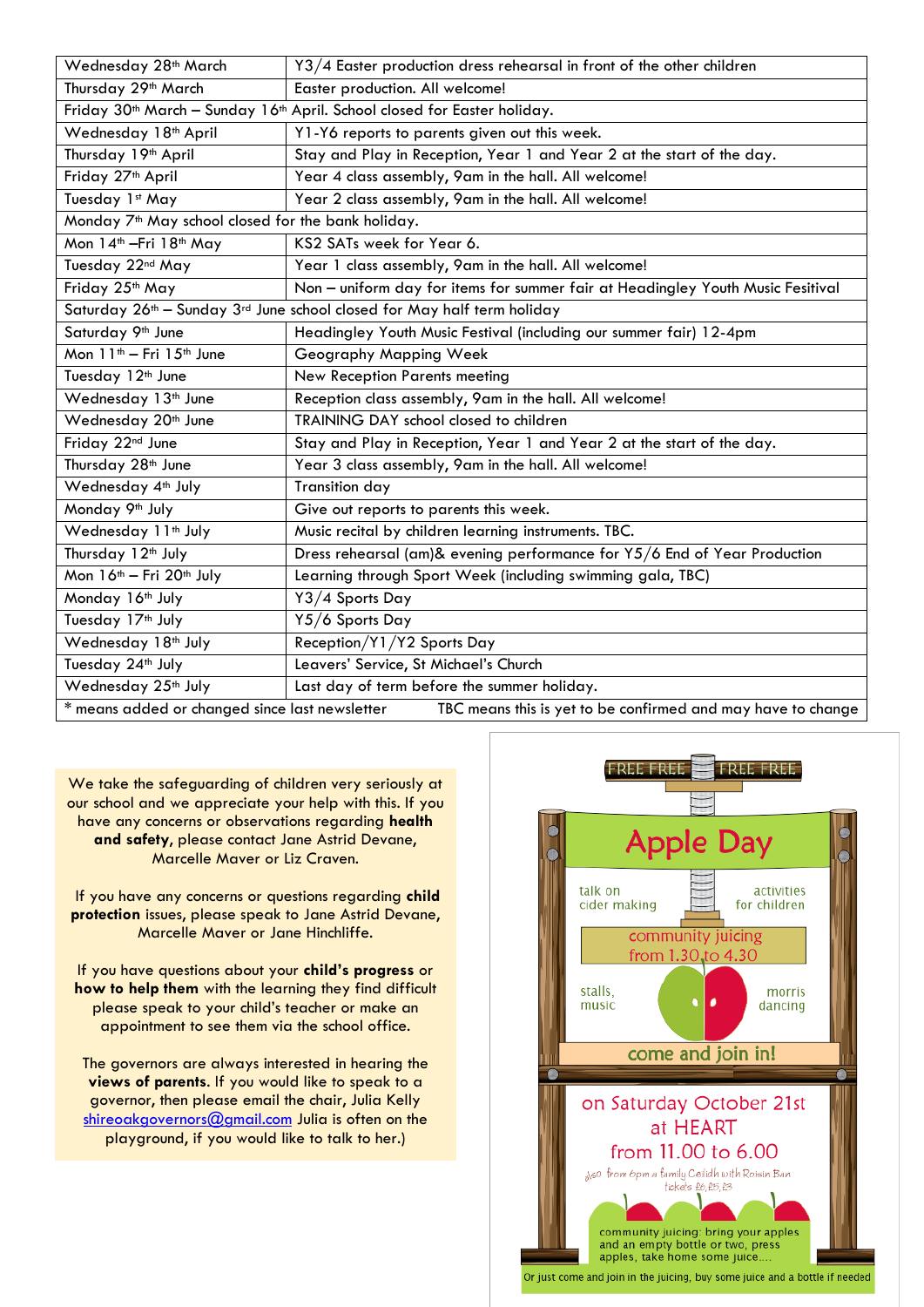| | |
|---|---|
| Wednesday 28th March | Y3/4 Easter production dress rehearsal in front of the other children |
| Thursday 29th March | Easter production. All welcome! |
| Friday 30th March – Sunday 16th April. School closed for Easter holiday. | |
| Wednesday 18th April | Y1-Y6 reports to parents given out this week. |
| Thursday 19th April | Stay and Play in Reception, Year 1 and Year 2 at the start of the day. |
| Friday 27th April | Year 4 class assembly, 9am in the hall. All welcome! |
| Tuesday 1st May | Year 2 class assembly, 9am in the hall. All welcome! |
| Monday 7th May school closed for the bank holiday. | |
| Mon 14th –Fri 18th May | KS2 SATs week for Year 6. |
| Tuesday 22nd May | Year 1 class assembly, 9am in the hall. All welcome! |
| Friday 25th May | Non – uniform day for items for summer fair at Headingley Youth Music Fesitival |
| Saturday 26th – Sunday 3rd June school closed for May half term holiday | |
| Saturday 9th June | Headingley Youth Music Festival (including our summer fair) 12-4pm |
| Mon 11th – Fri 15th June | Geography Mapping Week |
| Tuesday 12th June | New Reception Parents meeting |
| Wednesday 13th June | Reception class assembly, 9am in the hall. All welcome! |
| Wednesday 20th June | TRAINING DAY school closed to children |
| Friday 22nd June | Stay and Play in Reception, Year 1 and Year 2 at the start of the day. |
| Thursday 28th June | Year 3 class assembly, 9am in the hall. All welcome! |
| Wednesday 4th July | Transition day |
| Monday 9th July | Give out reports to parents this week. |
| Wednesday 11th July | Music recital by children learning instruments. TBC. |
| Thursday 12th July | Dress rehearsal (am)& evening performance for Y5/6 End of Year Production |
| Mon 16th – Fri 20th July | Learning through Sport Week (including swimming gala, TBC) |
| Monday 16th July | Y3/4 Sports Day |
| Tuesday 17th July | Y5/6 Sports Day |
| Wednesday 18th July | Reception/Y1/Y2 Sports Day |
| Tuesday 24th July | Leavers' Service, St Michael's Church |
| Wednesday 25th July | Last day of term before the summer holiday. |
| * means added or changed since last newsletter | TBC means this is yet to be confirmed and may have to change |

We take the safeguarding of children very seriously at our school and we appreciate your help with this. If you have any concerns or observations regarding **health and safety,** please contact Jane Astrid Devane, Marcelle Maver or Liz Craven.

If you have any concerns or questions regarding **child protection** issues, please speak to Jane Astrid Devane, Marcelle Maver or Jane Hinchliffe.

If you have questions about your **child's progress** or **how to help them** with the learning they find difficult please speak to your child's teacher or make an appointment to see them via the school office.

The governors are always interested in hearing the **views of parents.** If you would like to speak to a governor, then please email the chair, Julia Kelly shireoakgovernors@gmail.com Julia is often on the playground, if you would like to talk to her.)

FREE FREE FREE FREE

# Apple Day

talk on cider making

activities for children

community juicing from 1.30 to 4.30

stalls, music

morris dancing

come and join in!

on Saturday October 21st at HEART from 11.00 to 6.00

also from 6pm a family Ceilidh with Roisin Ban tickets £6,£5,£3

community juicing: bring your apples and an empty bottle or two, press apples, take home some juice....

Or just come and join in the juicing, buy some juice and a bottle if needed